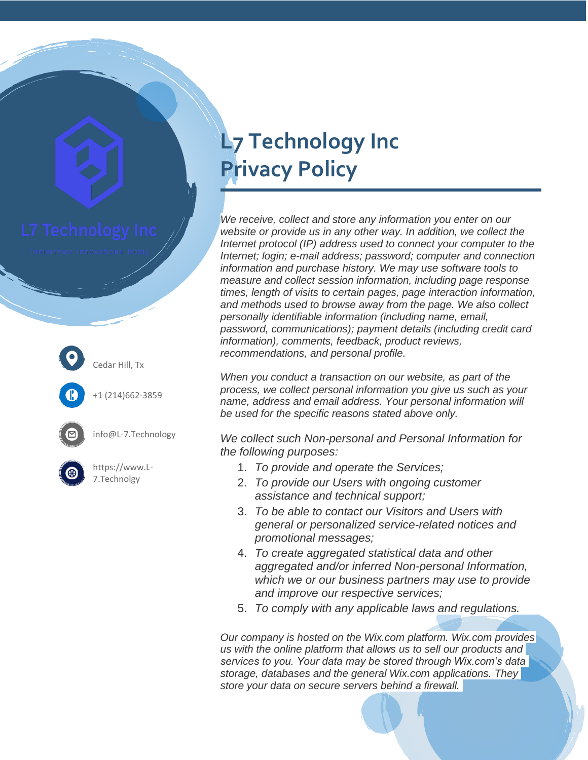L7 Technology Inc

Tomorrows Innovations Today

Cedar Hill, Tx

+1 (214)662-3859

info@L-7.Technology

https://www.L-7.Technolgy

# L7 Technology Inc Privacy Policy

*We receive, collect and store any information you enter on our website or provide us in any other way. In addition, we collect the Internet protocol (IP) address used to connect your computer to the Internet; login; e-mail address; password; computer and connection information and purchase history. We may use software tools to measure and collect session information, including page response times, length of visits to certain pages, page interaction information, and methods used to browse away from the page. We also collect personally identifiable information (including name, email, password, communications); payment details (including credit card information), comments, feedback, product reviews, recommendations, and personal profile.*

*When you conduct a transaction on our website, as part of the process, we collect personal information you give us such as your name, address and email address. Your personal information will be used for the specific reasons stated above only.*

*We collect such Non-personal and Personal Information for the following purposes:*

1. *To provide and operate the Services;*
2. *To provide our Users with ongoing customer assistance and technical support;*
3. *To be able to contact our Visitors and Users with general or personalized service-related notices and promotional messages;*
4. *To create aggregated statistical data and other aggregated and/or inferred Non-personal Information, which we or our business partners may use to provide and improve our respective services;*
5. *To comply with any applicable laws and regulations.*

*Our company is hosted on the Wix.com platform. Wix.com provides us with the online platform that allows us to sell our products and services to you. Your data may be stored through Wix.com's data storage, databases and the general Wix.com applications. They store your data on secure servers behind a firewall.*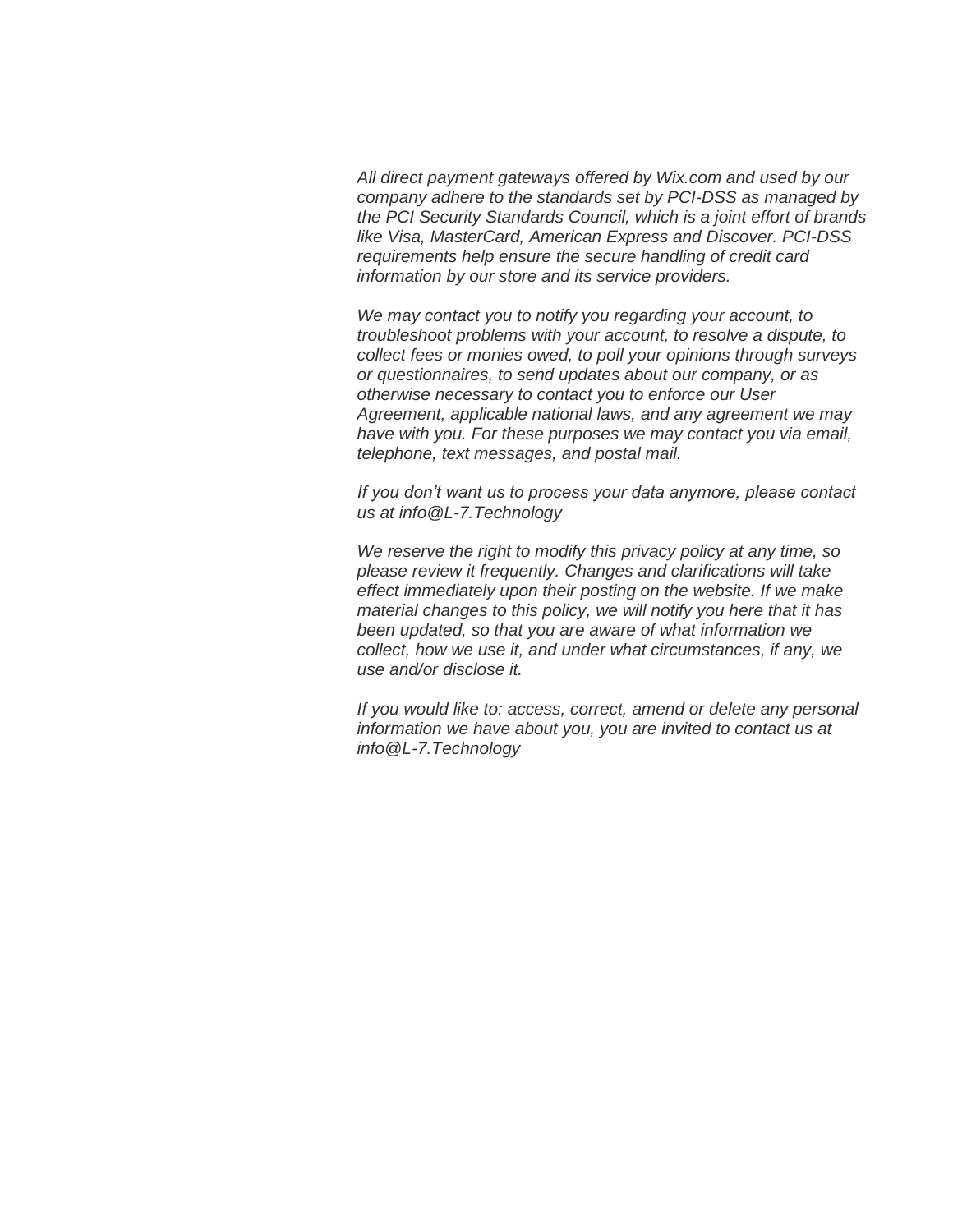*All direct payment gateways offered by Wix.com and used by our company adhere to the standards set by PCI-DSS as managed by the PCI Security Standards Council, which is a joint effort of brands like Visa, MasterCard, American Express and Discover. PCI-DSS requirements help ensure the secure handling of credit card information by our store and its service providers.*

*We may contact you to notify you regarding your account, to troubleshoot problems with your account, to resolve a dispute, to collect fees or monies owed, to poll your opinions through surveys or questionnaires, to send updates about our company, or as otherwise necessary to contact you to enforce our User Agreement, applicable national laws, and any agreement we may have with you. For these purposes we may contact you via email, telephone, text messages, and postal mail.*

*If you don't want us to process your data anymore, please contact us at info@L-7.Technology*

*We reserve the right to modify this privacy policy at any time, so please review it frequently. Changes and clarifications will take effect immediately upon their posting on the website. If we make material changes to this policy, we will notify you here that it has been updated, so that you are aware of what information we collect, how we use it, and under what circumstances, if any, we use and/or disclose it.*

*If you would like to: access, correct, amend or delete any personal information we have about you, you are invited to contact us at info@L-7.Technology*